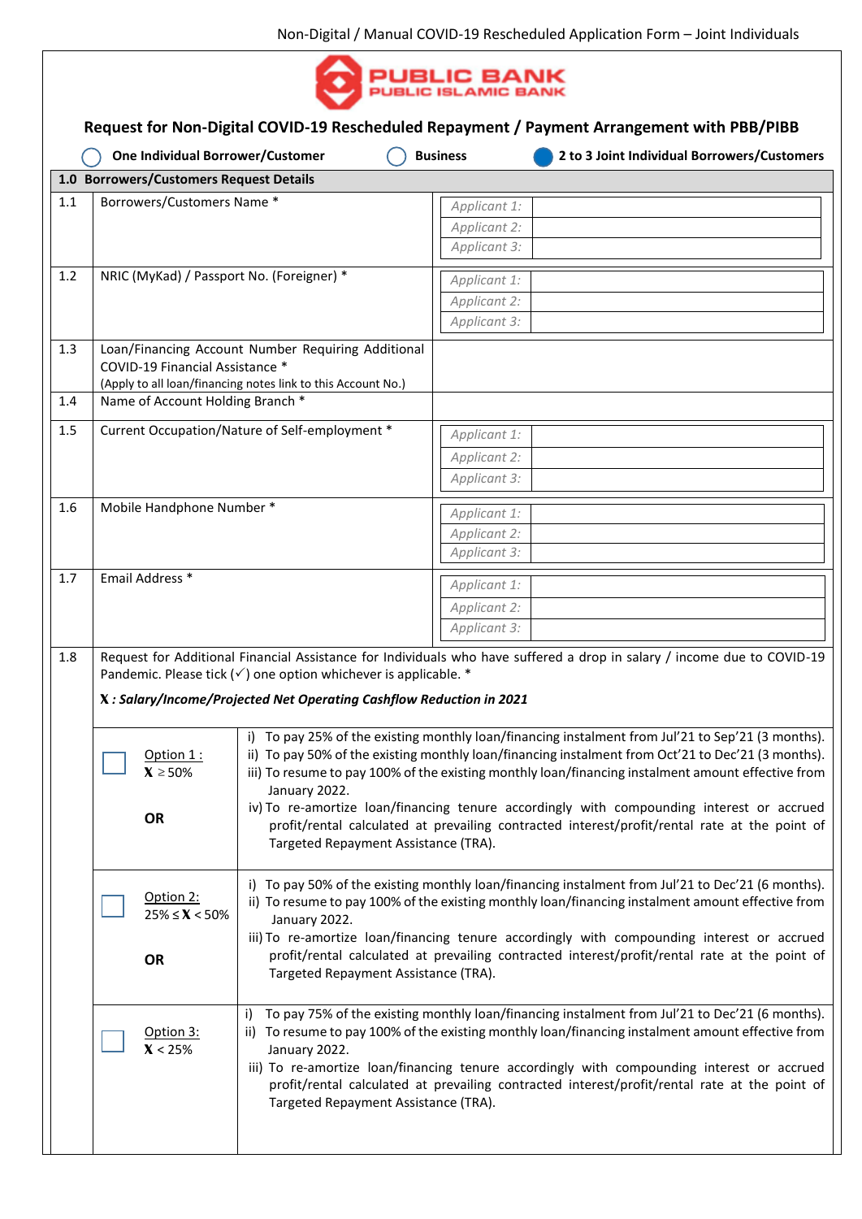Non-Digital / Manual COVID-19 Rescheduled Application Form – Joint Individuals

PUBLIC BANK
PUBLIC ISLAMIC BANK

## Request for Non-Digital COVID-19 Rescheduled Repayment / Payment Arrangement with PBB/PIBB

○ One Individual Borrower/Customer ○ Business ● 2 to 3 Joint Individual Borrowers/Customers

| **1.0** | **Borrowers/Customers Request Details** | |
|---|---|---|
| 1.1 | Borrowers/Customers Name * | Applicant 1: <br> Applicant 2: <br> Applicant 3: |
| 1.2 | NRIC (MyKad) / Passport No. (Foreigner) * | Applicant 1: <br> Applicant 2: <br> Applicant 3: |
| 1.3 | Loan/Financing Account Number Requiring Additional COVID-19 Financial Assistance * <br> (Apply to all loan/financing notes link to this Account No.) | |
| 1.4 | Name of Account Holding Branch * | |
| 1.5 | Current Occupation/Nature of Self-employment * | Applicant 1: <br> Applicant 2: <br> Applicant 3: |
| 1.6 | Mobile Handphone Number * | Applicant 1: <br> Applicant 2: <br> Applicant 3: |
| 1.7 | Email Address * | Applicant 1: <br> Applicant 2: <br> Applicant 3: |

**1.8** Request for Additional Financial Assistance for Individuals who have suffered a drop in salary / income due to COVID-19 Pandemic. Please tick (✓) one option whichever is applicable. *

***X : Salary/Income/Projected Net Operating Cashflow Reduction in 2021***

| Option | Details |
|---|---|
| ☐ Option 1 : <br> $\mathbf{X} \geq 50\%$ <br><br> **OR** | i) To pay 25% of the existing monthly loan/financing instalment from Jul'21 to Sep'21 (3 months). <br> ii) To pay 50% of the existing monthly loan/financing instalment from Oct'21 to Dec'21 (3 months). <br> iii) To resume to pay 100% of the existing monthly loan/financing instalment amount effective from January 2022. <br> iv) To re-amortize loan/financing tenure accordingly with compounding interest or accrued profit/rental calculated at prevailing contracted interest/profit/rental rate at the point of Targeted Repayment Assistance (TRA). |
| ☐ Option 2: <br> $25\% \leq \mathbf{X} < 50\%$ <br><br> **OR** | i) To pay 50% of the existing monthly loan/financing instalment from Jul'21 to Dec'21 (6 months). <br> ii) To resume to pay 100% of the existing monthly loan/financing instalment amount effective from January 2022. <br> iii) To re-amortize loan/financing tenure accordingly with compounding interest or accrued profit/rental calculated at prevailing contracted interest/profit/rental rate at the point of Targeted Repayment Assistance (TRA). |
| ☐ Option 3: <br> $\mathbf{X} < 25\%$ | i) To pay 75% of the existing monthly loan/financing instalment from Jul'21 to Dec'21 (6 months). <br> ii) To resume to pay 100% of the existing monthly loan/financing instalment amount effective from January 2022. <br> iii) To re-amortize loan/financing tenure accordingly with compounding interest or accrued profit/rental calculated at prevailing contracted interest/profit/rental rate at the point of Targeted Repayment Assistance (TRA). |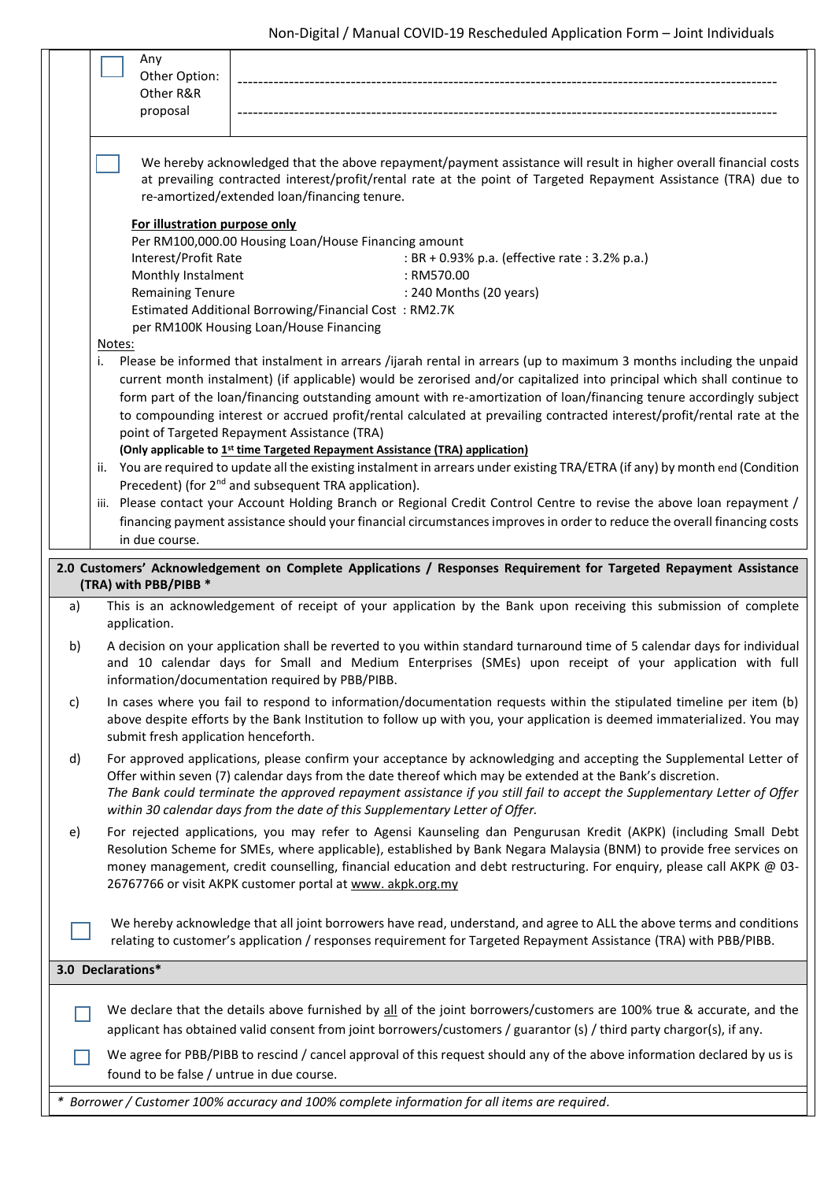| ☐ Any Other Option: Other R&R proposal | ---------------------------------------------------------------------------------------------------- |
|---|---|
| | ---------------------------------------------------------------------------------------------------- |

☐ We hereby acknowledged that the above repayment/payment assistance will result in higher overall financial costs at prevailing contracted interest/profit/rental rate at the point of Targeted Repayment Assistance (TRA) due to re-amortized/extended loan/financing tenure.

**For illustration purpose only**

Per RM100,000.00 Housing Loan/House Financing amount

| | |
|---|---|
| Interest/Profit Rate | : BR + 0.93% p.a. (effective rate : 3.2% p.a.) |
| Monthly Instalment | : RM570.00 |
| Remaining Tenure | : 240 Months (20 years) |
| Estimated Additional Borrowing/Financial Cost per RM100K Housing Loan/House Financing | : RM2.7K |

Notes:

i. Please be informed that instalment in arrears /ijarah rental in arrears (up to maximum 3 months including the unpaid current month instalment) (if applicable) would be zerorised and/or capitalized into principal which shall continue to form part of the loan/financing outstanding amount with re-amortization of loan/financing tenure accordingly subject to compounding interest or accrued profit/rental calculated at prevailing contracted interest/profit/rental rate at the point of Targeted Repayment Assistance (TRA)
**(Only applicable to 1st time Targeted Repayment Assistance (TRA) application)**

ii. You are required to update all the existing instalment in arrears under existing TRA/ETRA (if any) by month end (Condition Precedent) (for 2nd and subsequent TRA application).

iii. Please contact your Account Holding Branch or Regional Credit Control Centre to revise the above loan repayment / financing payment assistance should your financial circumstances improves in order to reduce the overall financing costs in due course.

## 2.0 Customers' Acknowledgement on Complete Applications / Responses Requirement for Targeted Repayment Assistance (TRA) with PBB/PIBB *

a) This is an acknowledgement of receipt of your application by the Bank upon receiving this submission of complete application.

b) A decision on your application shall be reverted to you within standard turnaround time of 5 calendar days for individual and 10 calendar days for Small and Medium Enterprises (SMEs) upon receipt of your application with full information/documentation required by PBB/PIBB.

c) In cases where you fail to respond to information/documentation requests within the stipulated timeline per item (b) above despite efforts by the Bank Institution to follow up with you, your application is deemed immaterialized. You may submit fresh application henceforth.

d) For approved applications, please confirm your acceptance by acknowledging and accepting the Supplemental Letter of Offer within seven (7) calendar days from the date thereof which may be extended at the Bank's discretion.
*The Bank could terminate the approved repayment assistance if you still fail to accept the Supplementary Letter of Offer within 30 calendar days from the date of this Supplementary Letter of Offer.*

e) For rejected applications, you may refer to Agensi Kaunseling dan Pengurusan Kredit (AKPK) (including Small Debt Resolution Scheme for SMEs, where applicable), established by Bank Negara Malaysia (BNM) to provide free services on money management, credit counselling, financial education and debt restructuring. For enquiry, please call AKPK @ 03-26767766 or visit AKPK customer portal at www. akpk.org.my

☐ We hereby acknowledge that all joint borrowers have read, understand, and agree to ALL the above terms and conditions relating to customer's application / responses requirement for Targeted Repayment Assistance (TRA) with PBB/PIBB.

## 3.0 Declarations*

☐ We declare that the details above furnished by all of the joint borrowers/customers are 100% true & accurate, and the applicant has obtained valid consent from joint borrowers/customers / guarantor (s) / third party chargor(s), if any.

☐ We agree for PBB/PIBB to rescind / cancel approval of this request should any of the above information declared by us is found to be false / untrue in due course.

*\* Borrower / Customer 100% accuracy and 100% complete information for all items are required.*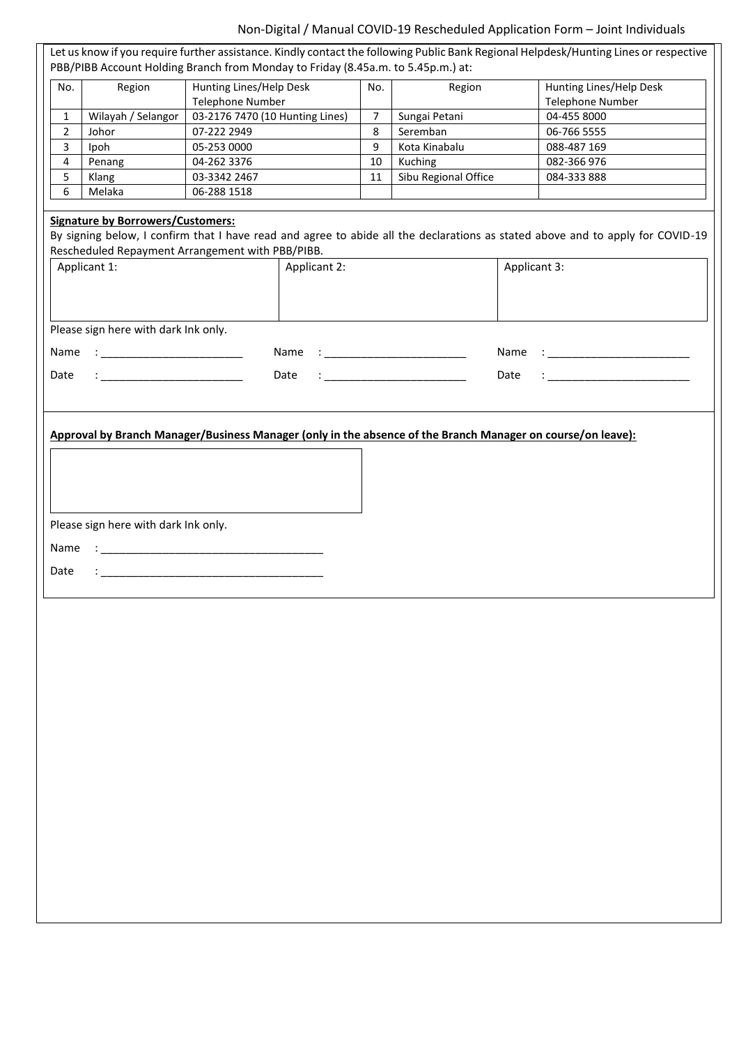Let us know if you require further assistance. Kindly contact the following Public Bank Regional Helpdesk/Hunting Lines or respective PBB/PIBB Account Holding Branch from Monday to Friday (8.45a.m. to 5.45p.m.) at:

| No. | Region | Hunting Lines/Help Desk Telephone Number | No. | Region | Hunting Lines/Help Desk Telephone Number |
|---|---|---|---|---|---|
| 1 | Wilayah / Selangor | 03-2176 7470 (10 Hunting Lines) | 7 | Sungai Petani | 04-455 8000 |
| 2 | Johor | 07-222 2949 | 8 | Seremban | 06-766 5555 |
| 3 | Ipoh | 05-253 0000 | 9 | Kota Kinabalu | 088-487 169 |
| 4 | Penang | 04-262 3376 | 10 | Kuching | 082-366 976 |
| 5 | Klang | 03-3342 2467 | 11 | Sibu Regional Office | 084-333 888 |
| 6 | Melaka | 06-288 1518 | | | |

**Signature by Borrowers/Customers:**

By signing below, I confirm that I have read and agree to abide all the declarations as stated above and to apply for COVID-19 Rescheduled Repayment Arrangement with PBB/PIBB.

| Applicant 1: | Applicant 2: | Applicant 3: |
|---|---|---|
| | | |

Please sign here with dark Ink only.

Name : _______________________ Name : _______________________ Name : _______________________

Date : _______________________ Date : _______________________ Date : _______________________

**Approval by Branch Manager/Business Manager (only in the absence of the Branch Manager on course/on leave):**

Please sign here with dark Ink only.

Name : ___________________________________

Date : ___________________________________